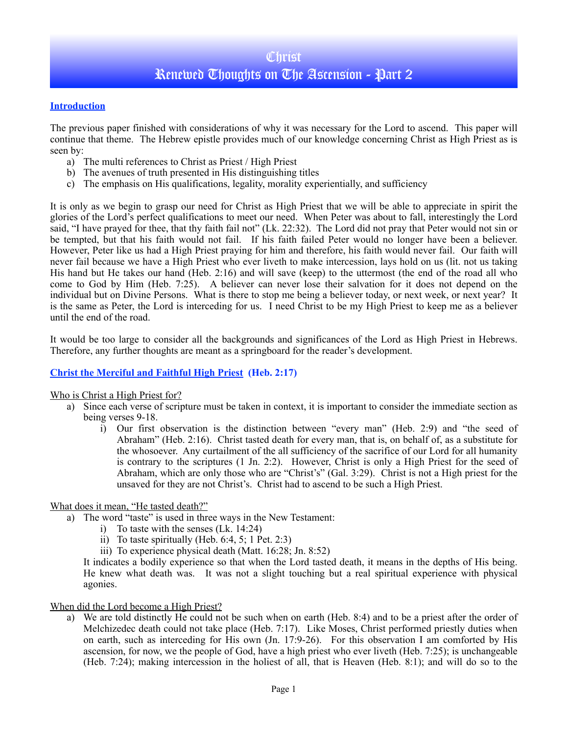# Christ
# Renewed Thoughts on The Ascension - Part 2

## Introduction

The previous paper finished with considerations of why it was necessary for the Lord to ascend. This paper will continue that theme. The Hebrew epistle provides much of our knowledge concerning Christ as High Priest as is seen by:

a) The multi references to Christ as Priest / High Priest
b) The avenues of truth presented in His distinguishing titles
c) The emphasis on His qualifications, legality, morality experientially, and sufficiency

It is only as we begin to grasp our need for Christ as High Priest that we will be able to appreciate in spirit the glories of the Lord's perfect qualifications to meet our need. When Peter was about to fall, interestingly the Lord said, "I have prayed for thee, that thy faith fail not" (Lk. 22:32). The Lord did not pray that Peter would not sin or be tempted, but that his faith would not fail. If his faith failed Peter would no longer have been a believer. However, Peter like us had a High Priest praying for him and therefore, his faith would never fail. Our faith will never fail because we have a High Priest who ever liveth to make intercession, lays hold on us (lit. not us taking His hand but He takes our hand (Heb. 2:16) and will save (keep) to the uttermost (the end of the road all who come to God by Him (Heb. 7:25). A believer can never lose their salvation for it does not depend on the individual but on Divine Persons. What is there to stop me being a believer today, or next week, or next year? It is the same as Peter, the Lord is interceding for us. I need Christ to be my High Priest to keep me as a believer until the end of the road.

It would be too large to consider all the backgrounds and significances of the Lord as High Priest in Hebrews. Therefore, any further thoughts are meant as a springboard for the reader's development.

## Christ the Merciful and Faithful High Priest (Heb. 2:17)

Who is Christ a High Priest for?

a) Since each verse of scripture must be taken in context, it is important to consider the immediate section as being verses 9-18.
    i) Our first observation is the distinction between "every man" (Heb. 2:9) and "the seed of Abraham" (Heb. 2:16). Christ tasted death for every man, that is, on behalf of, as a substitute for the whosoever. Any curtailment of the all sufficiency of the sacrifice of our Lord for all humanity is contrary to the scriptures (1 Jn. 2:2). However, Christ is only a High Priest for the seed of Abraham, which are only those who are "Christ's" (Gal. 3:29). Christ is not a High priest for the unsaved for they are not Christ's. Christ had to ascend to be such a High Priest.

What does it mean, "He tasted death?"

a) The word "taste" is used in three ways in the New Testament:
    i) To taste with the senses (Lk. 14:24)
    ii) To taste spiritually (Heb. 6:4, 5; 1 Pet. 2:3)
    iii) To experience physical death (Matt. 16:28; Jn. 8:52)

   It indicates a bodily experience so that when the Lord tasted death, it means in the depths of His being. He knew what death was. It was not a slight touching but a real spiritual experience with physical agonies.

When did the Lord become a High Priest?

a) We are told distinctly He could not be such when on earth (Heb. 8:4) and to be a priest after the order of Melchizedec death could not take place (Heb. 7:17). Like Moses, Christ performed priestly duties when on earth, such as interceding for His own (Jn. 17:9-26). For this observation I am comforted by His ascension, for now, we the people of God, have a high priest who ever liveth (Heb. 7:25); is unchangeable (Heb. 7:24); making intercession in the holiest of all, that is Heaven (Heb. 8:1); and will do so to the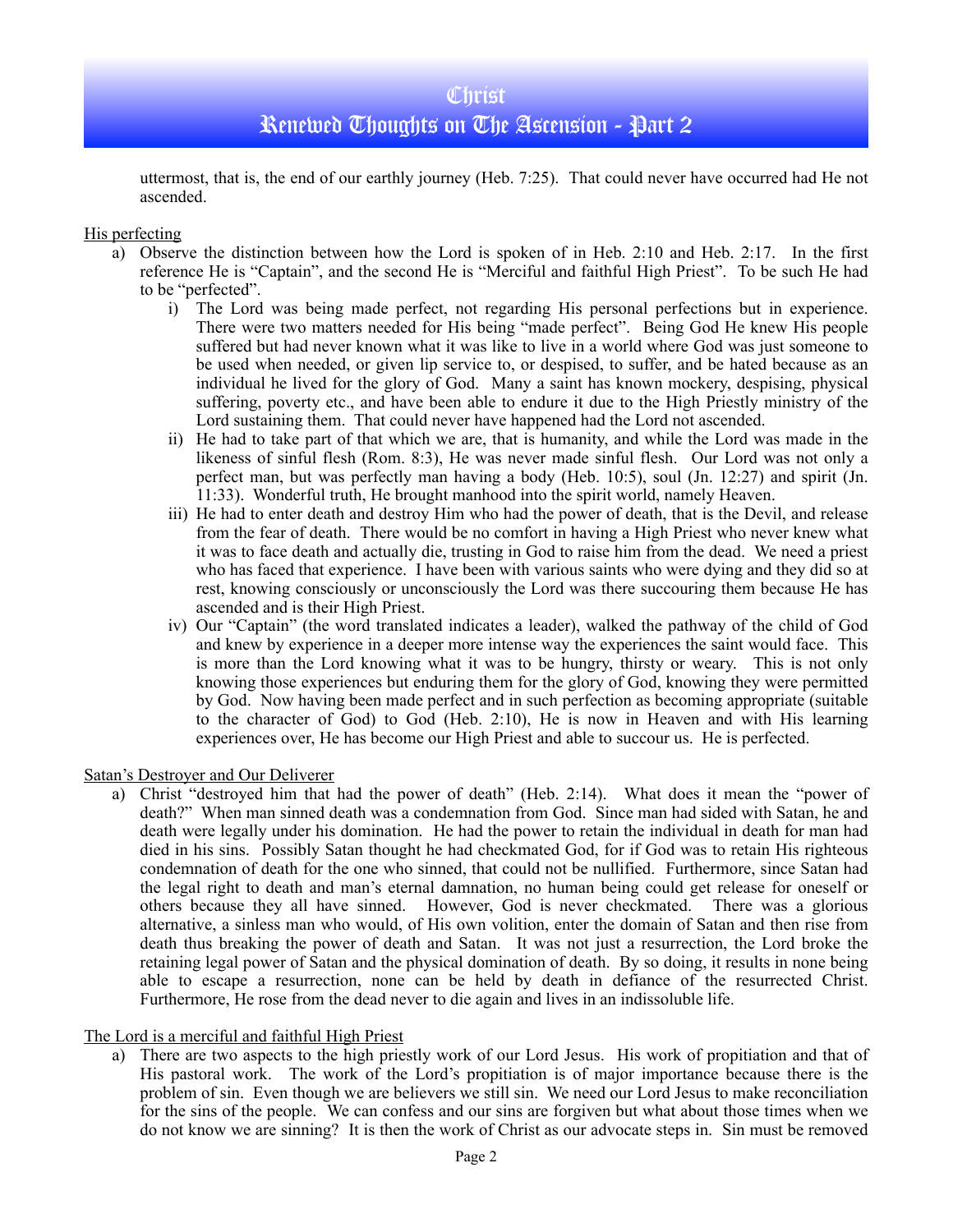uttermost, that is, the end of our earthly journey (Heb. 7:25). That could never have occurred had He not ascended.

<u>His perfecting</u>

a) Observe the distinction between how the Lord is spoken of in Heb. 2:10 and Heb. 2:17. In the first reference He is "Captain", and the second He is "Merciful and faithful High Priest". To be such He had to be "perfected".
   i) The Lord was being made perfect, not regarding His personal perfections but in experience. There were two matters needed for His being "made perfect". Being God He knew His people suffered but had never known what it was like to live in a world where God was just someone to be used when needed, or given lip service to, or despised, to suffer, and be hated because as an individual he lived for the glory of God. Many a saint has known mockery, despising, physical suffering, poverty etc., and have been able to endure it due to the High Priestly ministry of the Lord sustaining them. That could never have happened had the Lord not ascended.
   ii) He had to take part of that which we are, that is humanity, and while the Lord was made in the likeness of sinful flesh (Rom. 8:3), He was never made sinful flesh. Our Lord was not only a perfect man, but was perfectly man having a body (Heb. 10:5), soul (Jn. 12:27) and spirit (Jn. 11:33). Wonderful truth, He brought manhood into the spirit world, namely Heaven.
   iii) He had to enter death and destroy Him who had the power of death, that is the Devil, and release from the fear of death. There would be no comfort in having a High Priest who never knew what it was to face death and actually die, trusting in God to raise him from the dead. We need a priest who has faced that experience. I have been with various saints who were dying and they did so at rest, knowing consciously or unconsciously the Lord was there succouring them because He has ascended and is their High Priest.
   iv) Our "Captain" (the word translated indicates a leader), walked the pathway of the child of God and knew by experience in a deeper more intense way the experiences the saint would face. This is more than the Lord knowing what it was to be hungry, thirsty or weary. This is not only knowing those experiences but enduring them for the glory of God, knowing they were permitted by God. Now having been made perfect and in such perfection as becoming appropriate (suitable to the character of God) to God (Heb. 2:10), He is now in Heaven and with His learning experiences over, He has become our High Priest and able to succour us. He is perfected.

<u>Satan's Destroyer and Our Deliverer</u>

a) Christ "destroyed him that had the power of death" (Heb. 2:14). What does it mean the "power of death?" When man sinned death was a condemnation from God. Since man had sided with Satan, he and death were legally under his domination. He had the power to retain the individual in death for man had died in his sins. Possibly Satan thought he had checkmated God, for if God was to retain His righteous condemnation of death for the one who sinned, that could not be nullified. Furthermore, since Satan had the legal right to death and man's eternal damnation, no human being could get release for oneself or others because they all have sinned. However, God is never checkmated. There was a glorious alternative, a sinless man who would, of His own volition, enter the domain of Satan and then rise from death thus breaking the power of death and Satan. It was not just a resurrection, the Lord broke the retaining legal power of Satan and the physical domination of death. By so doing, it results in none being able to escape a resurrection, none can be held by death in defiance of the resurrected Christ. Furthermore, He rose from the dead never to die again and lives in an indissoluble life.

<u>The Lord is a merciful and faithful High Priest</u>

a) There are two aspects to the high priestly work of our Lord Jesus. His work of propitiation and that of His pastoral work. The work of the Lord's propitiation is of major importance because there is the problem of sin. Even though we are believers we still sin. We need our Lord Jesus to make reconciliation for the sins of the people. We can confess and our sins are forgiven but what about those times when we do not know we are sinning? It is then the work of Christ as our advocate steps in. Sin must be removed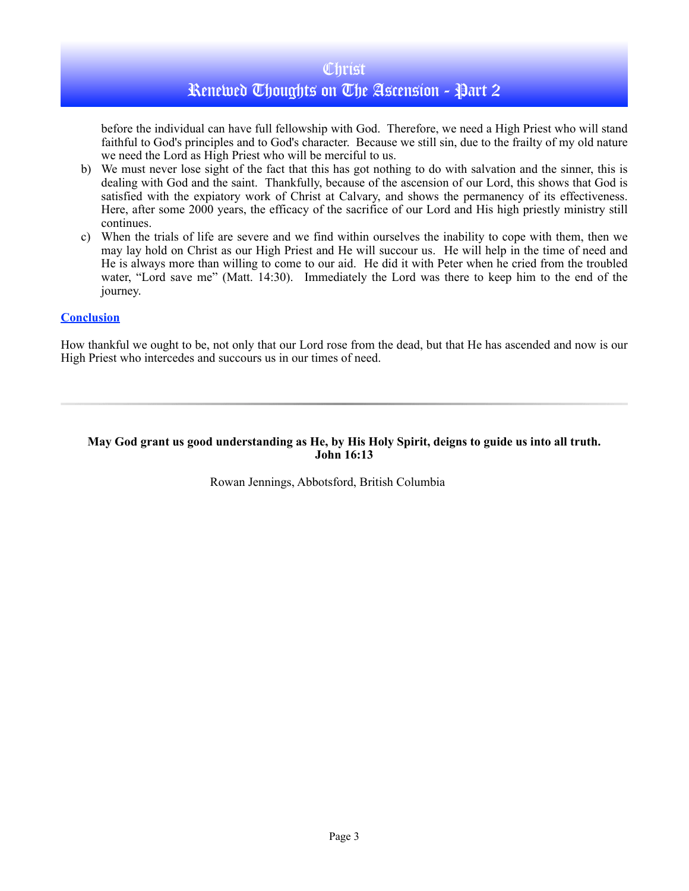before the individual can have full fellowship with God. Therefore, we need a High Priest who will stand faithful to God's principles and to God's character. Because we still sin, due to the frailty of my old nature we need the Lord as High Priest who will be merciful to us.

b) We must never lose sight of the fact that this has got nothing to do with salvation and the sinner, this is dealing with God and the saint. Thankfully, because of the ascension of our Lord, this shows that God is satisfied with the expiatory work of Christ at Calvary, and shows the permanency of its effectiveness. Here, after some 2000 years, the efficacy of the sacrifice of our Lord and His high priestly ministry still continues.

c) When the trials of life are severe and we find within ourselves the inability to cope with them, then we may lay hold on Christ as our High Priest and He will succour us. He will help in the time of need and He is always more than willing to come to our aid. He did it with Peter when he cried from the troubled water, "Lord save me" (Matt. 14:30). Immediately the Lord was there to keep him to the end of the journey.

**Conclusion**

How thankful we ought to be, not only that our Lord rose from the dead, but that He has ascended and now is our High Priest who intercedes and succours us in our times of need.

---

**May God grant us good understanding as He, by His Holy Spirit, deigns to guide us into all truth. John 16:13**

Rowan Jennings, Abbotsford, British Columbia